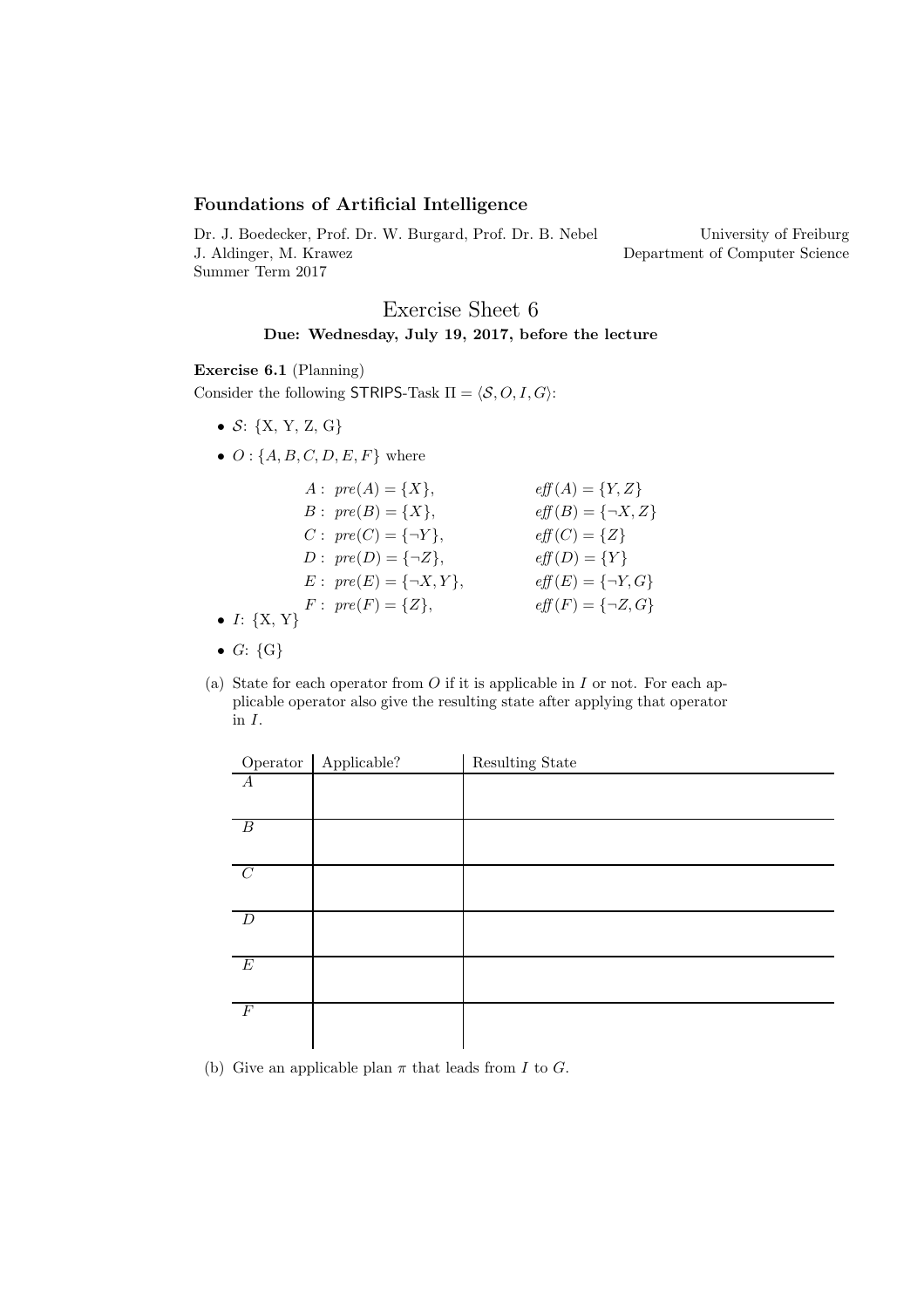## Foundations of Artificial Intelligence

Dr. J. Boedecker, Prof. Dr. W. Burgard, Prof. Dr. B. Nebel  
J. Aldinger, M. Krawez  
Summer Term 2017

University of Freiburg  
Department of Computer Science

# Exercise Sheet 6

**Due: Wednesday, July 19, 2017, before the lecture**

**Exercise 6.1** (Planning)

Consider the following STRIPS-Task $\Pi = \langle \mathcal{S}, O, I, G \rangle$:

- $\mathcal{S}$: {X, Y, Z, G}
- $O : \{A, B, C, D, E, F\}$ where

$$
\begin{aligned}
A &: \; pre(A) = \{X\}, & \quad eff(A) &= \{Y, Z\} \\
B &: \; pre(B) = \{X\}, & \quad eff(B) &= \{\neg X, Z\} \\
C &: \; pre(C) = \{\neg Y\}, & \quad eff(C) &= \{Z\} \\
D &: \; pre(D) = \{\neg Z\}, & \quad eff(D) &= \{Y\} \\
E &: \; pre(E) = \{\neg X, Y\}, & \quad eff(E) &= \{\neg Y, G\} \\
F &: \; pre(F) = \{Z\}, & \quad eff(F) &= \{\neg Z, G\}
\end{aligned}
$$

- $I$: {X, Y}
- $G$: {G}

(a) State for each operator from $O$ if it is applicable in $I$ or not. For each applicable operator also give the resulting state after applying that operator in $I$.

| Operator | Applicable? | Resulting State |
|---|---|---|
| $A$ | | |
| $B$ | | |
| $C$ | | |
| $D$ | | |
| $E$ | | |
| $F$ | | |

(b) Give an applicable plan $\pi$ that leads from $I$ to $G$.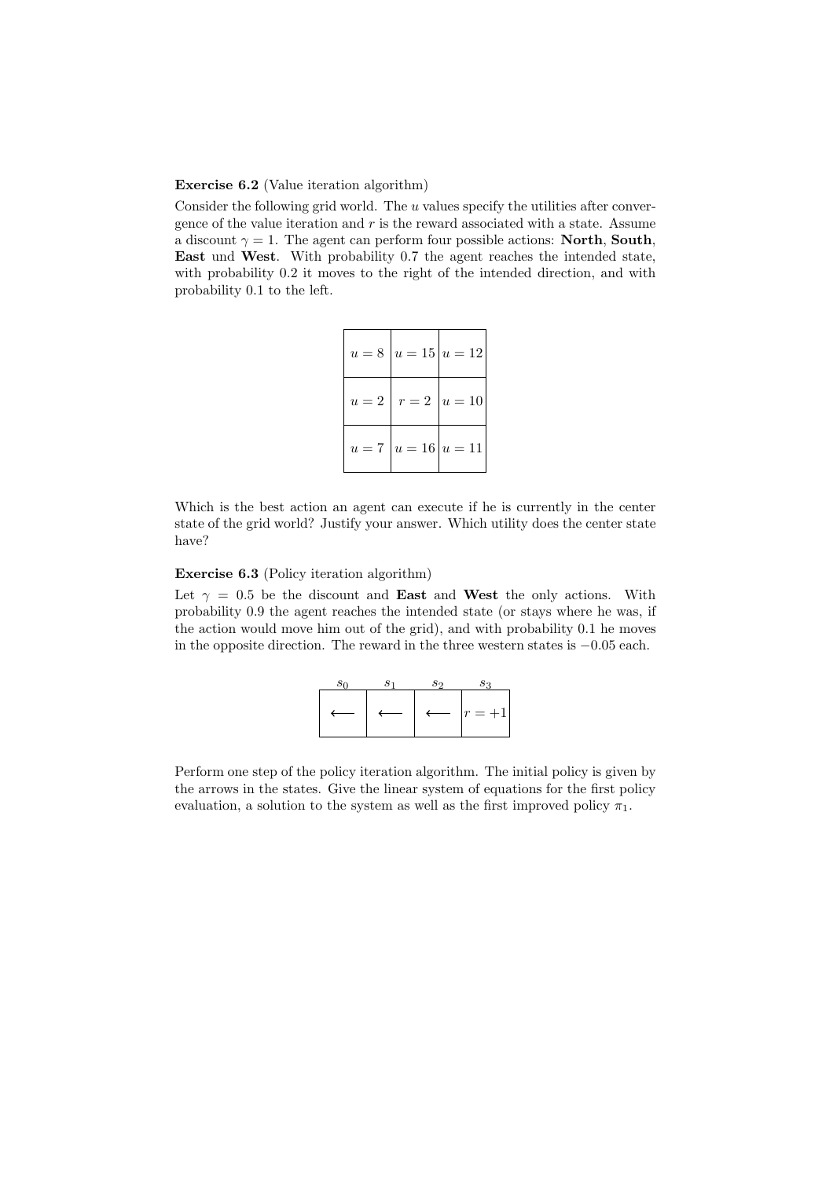**Exercise 6.2** (Value iteration algorithm)

Consider the following grid world. The $u$ values specify the utilities after convergence of the value iteration and $r$ is the reward associated with a state. Assume a discount $\gamma = 1$. The agent can perform four possible actions: **North**, **South**, **East** und **West**. With probability 0.7 the agent reaches the intended state, with probability 0.2 it moves to the right of the intended direction, and with probability 0.1 to the left.

| | | |
|---|---|---|
| $u = 8$ | $u = 15$ | $u = 12$ |
| $u = 2$ | $r = 2$ | $u = 10$ |
| $u = 7$ | $u = 16$ | $u = 11$ |

Which is the best action an agent can execute if he is currently in the center state of the grid world? Justify your answer. Which utility does the center state have?

**Exercise 6.3** (Policy iteration algorithm)

Let $\gamma = 0.5$ be the discount and **East** and **West** the only actions. With probability 0.9 the agent reaches the intended state (or stays where he was, if the action would move him out of the grid), and with probability 0.1 he moves in the opposite direction. The reward in the three western states is $-0.05$ each.

| $s_0$ | $s_1$ | $s_2$ | $s_3$ |
|---|---|---|---|
| $\longleftarrow$ | $\longleftarrow$ | $\longleftarrow$ | $r = +1$ |

Perform one step of the policy iteration algorithm. The initial policy is given by the arrows in the states. Give the linear system of equations for the first policy evaluation, a solution to the system as well as the first improved policy $\pi_1$.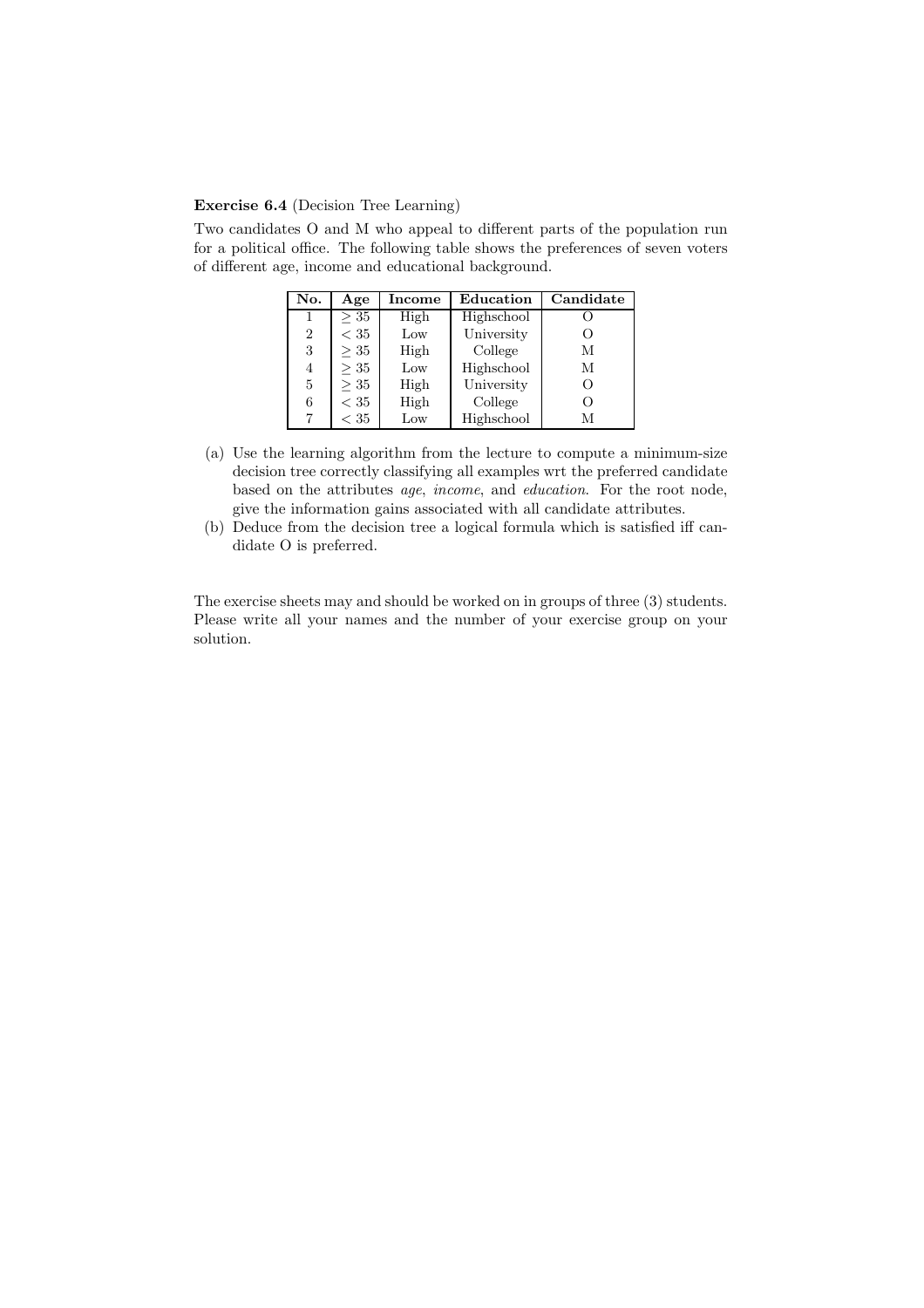**Exercise 6.4** (Decision Tree Learning)

Two candidates O and M who appeal to different parts of the population run for a political office. The following table shows the preferences of seven voters of different age, income and educational background.

| No. | Age | Income | Education | Candidate |
|---|---|---|---|---|
| 1 | $\geq 35$ | High | Highschool | O |
| 2 | $< 35$ | Low | University | O |
| 3 | $\geq 35$ | High | College | M |
| 4 | $\geq 35$ | Low | Highschool | M |
| 5 | $\geq 35$ | High | University | O |
| 6 | $< 35$ | High | College | O |
| 7 | $< 35$ | Low | Highschool | M |

(a) Use the learning algorithm from the lecture to compute a minimum-size decision tree correctly classifying all examples wrt the preferred candidate based on the attributes *age*, *income*, and *education*. For the root node, give the information gains associated with all candidate attributes.

(b) Deduce from the decision tree a logical formula which is satisfied iff candidate O is preferred.

The exercise sheets may and should be worked on in groups of three (3) students. Please write all your names and the number of your exercise group on your solution.